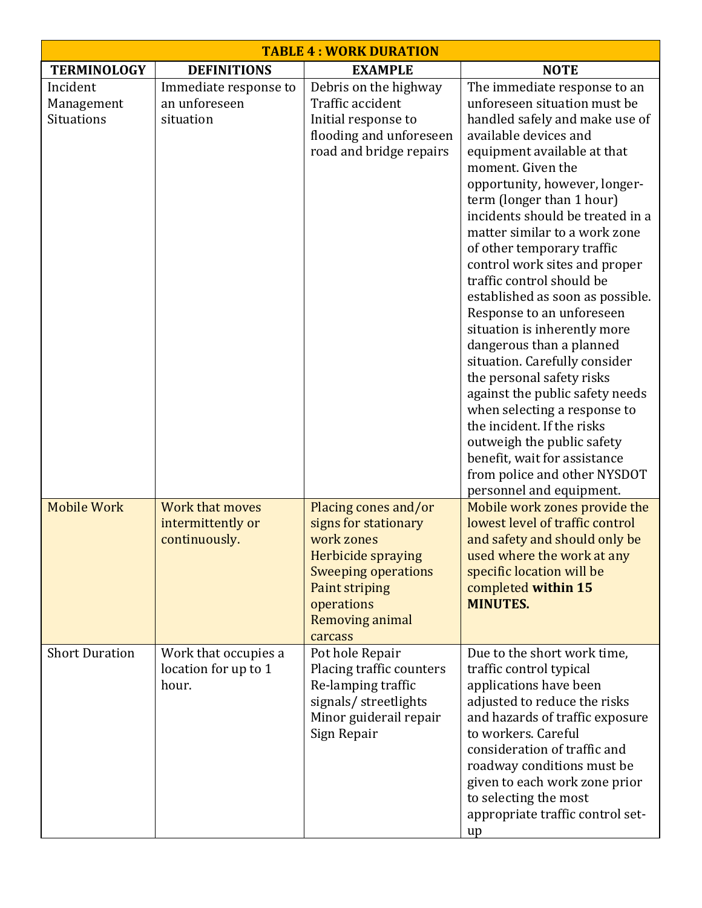| TABLE 4 : WORK DURATION | | | |
|---|---|---|---|
| **TERMINOLOGY** | **DEFINITIONS** | **EXAMPLE** | **NOTE** |
| Incident Management Situations | Immediate response to an unforeseen situation | Debris on the highway<br>Traffic accident<br>Initial response to flooding and unforeseen road and bridge repairs | The immediate response to an unforeseen situation must be handled safely and make use of available devices and equipment available at that moment. Given the opportunity, however, longer-term (longer than 1 hour) incidents should be treated in a matter similar to a work zone of other temporary traffic control work sites and proper traffic control should be established as soon as possible. Response to an unforeseen situation is inherently more dangerous than a planned situation. Carefully consider the personal safety risks against the public safety needs when selecting a response to the incident. If the risks outweigh the public safety benefit, wait for assistance from police and other NYSDOT personnel and equipment. |
| Mobile Work | Work that moves intermittently or continuously. | Placing cones and/or signs for stationary work zones<br>Herbicide spraying<br>Sweeping operations<br>Paint striping operations<br>Removing animal carcass | Mobile work zones provide the lowest level of traffic control and safety and should only be used where the work at any specific location will be completed **within 15 MINUTES.** |
| Short Duration | Work that occupies a location for up to 1 hour. | Pot hole Repair<br>Placing traffic counters<br>Re-lamping traffic signals/ streetlights<br>Minor guiderail repair<br>Sign Repair | Due to the short work time, traffic control typical applications have been adjusted to reduce the risks and hazards of traffic exposure to workers. Careful consideration of traffic and roadway conditions must be given to each work zone prior to selecting the most appropriate traffic control set-up |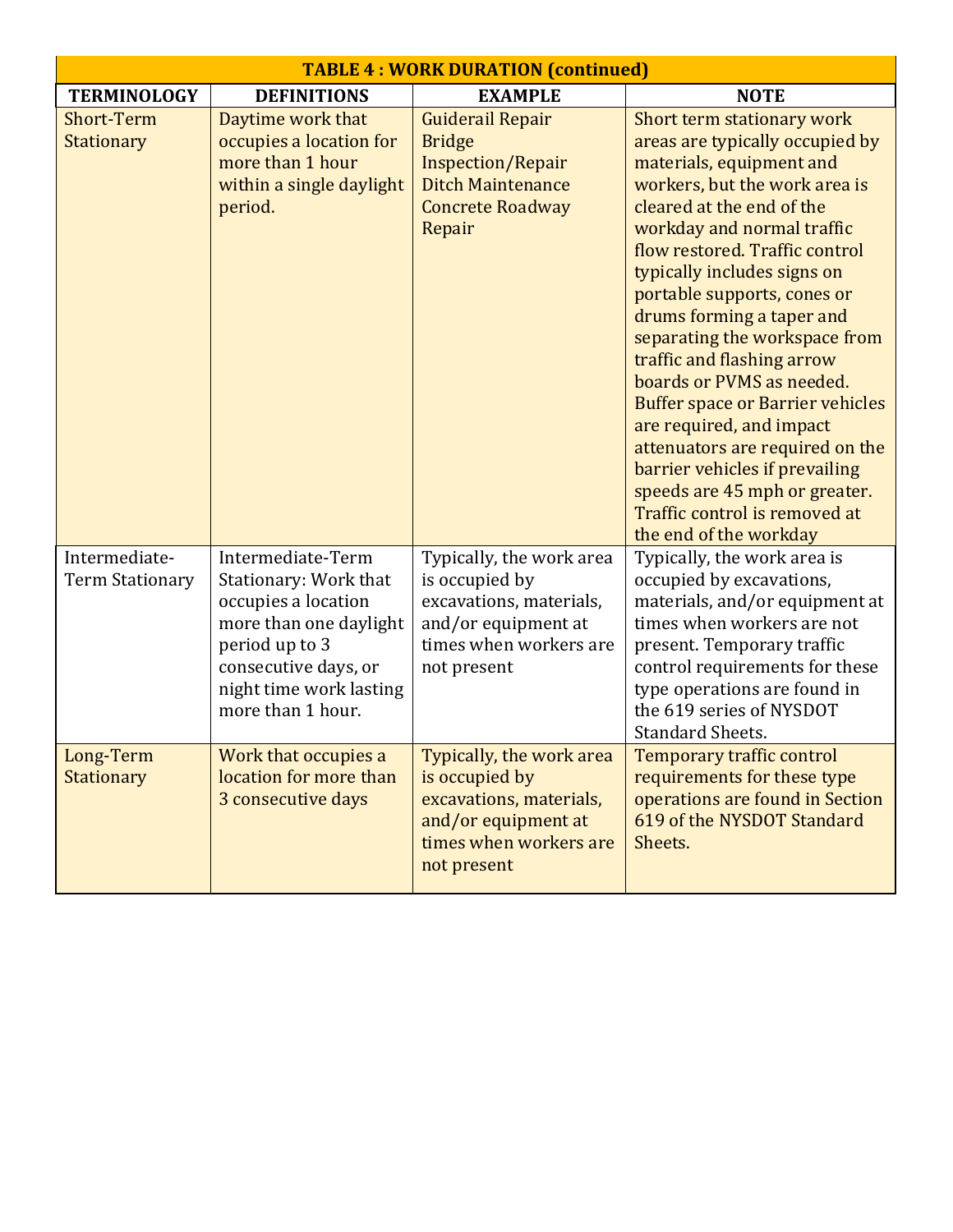| TABLE 4 : WORK DURATION (continued) | | | |
|---|---|---|---|
| **TERMINOLOGY** | **DEFINITIONS** | **EXAMPLE** | **NOTE** |
| Short-Term Stationary | Daytime work that occupies a location for more than 1 hour within a single daylight period. | Guiderail Repair<br>Bridge Inspection/Repair<br>Ditch Maintenance<br>Concrete Roadway Repair | Short term stationary work areas are typically occupied by materials, equipment and workers, but the work area is cleared at the end of the workday and normal traffic flow restored. Traffic control typically includes signs on portable supports, cones or drums forming a taper and separating the workspace from traffic and flashing arrow boards or PVMS as needed. Buffer space or Barrier vehicles are required, and impact attenuators are required on the barrier vehicles if prevailing speeds are 45 mph or greater. Traffic control is removed at the end of the workday |
| Intermediate-Term Stationary | Intermediate-Term Stationary: Work that occupies a location more than one daylight period up to 3 consecutive days, or night time work lasting more than 1 hour. | Typically, the work area is occupied by excavations, materials, and/or equipment at times when workers are not present | Typically, the work area is occupied by excavations, materials, and/or equipment at times when workers are not present. Temporary traffic control requirements for these type operations are found in the 619 series of NYSDOT Standard Sheets. |
| Long-Term Stationary | Work that occupies a location for more than 3 consecutive days | Typically, the work area is occupied by excavations, materials, and/or equipment at times when workers are not present | Temporary traffic control requirements for these type operations are found in Section 619 of the NYSDOT Standard Sheets. |